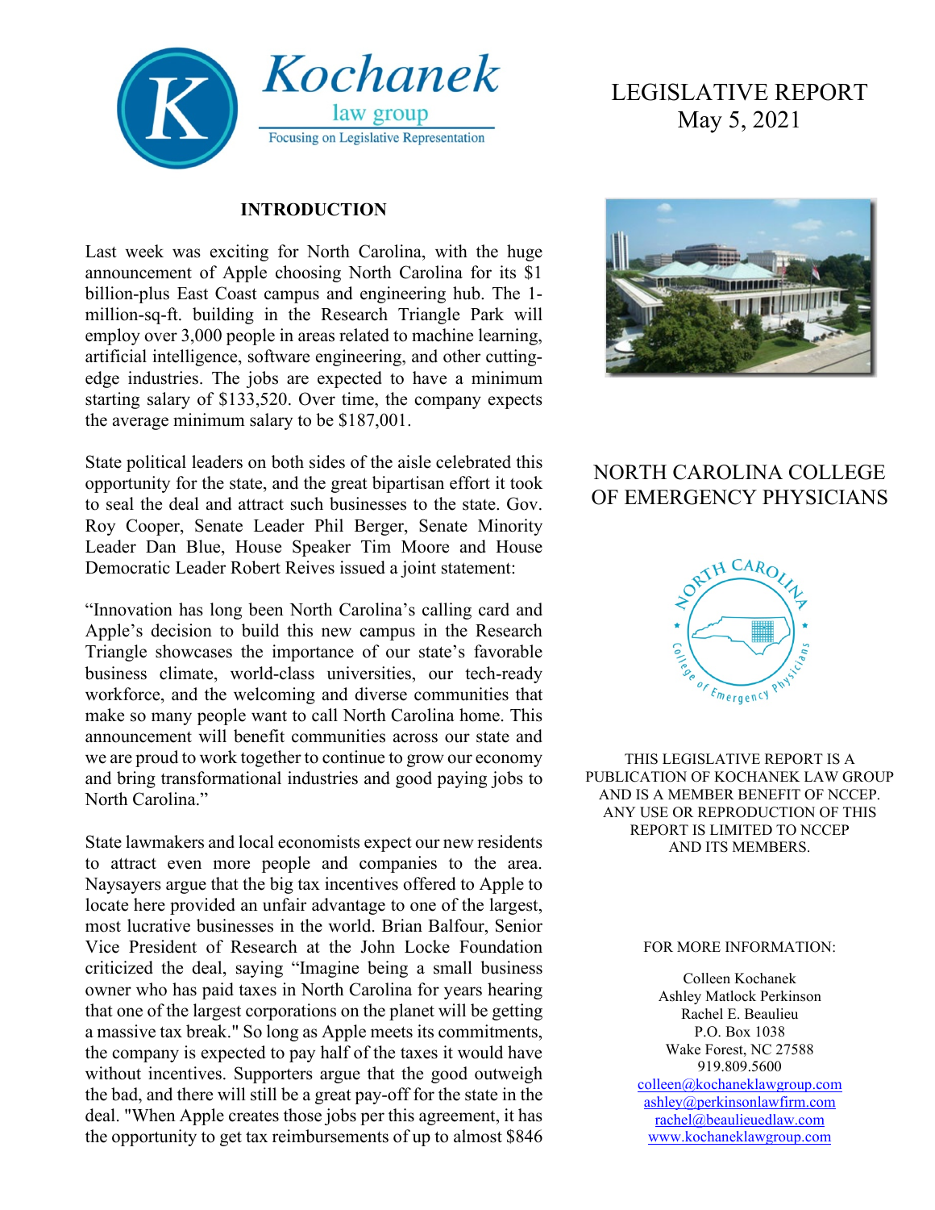# Kochanek law group

Focusing on Legislative Representation

## LEGISLATIVE REPORT
May 5, 2021

## NORTH CAROLINA COLLEGE OF EMERGENCY PHYSICIANS

THIS LEGISLATIVE REPORT IS A PUBLICATION OF KOCHANEK LAW GROUP AND IS A MEMBER BENEFIT OF NCCEP. ANY USE OR REPRODUCTION OF THIS REPORT IS LIMITED TO NCCEP AND ITS MEMBERS.

FOR MORE INFORMATION:

Colleen Kochanek
Ashley Matlock Perkinson
Rachel E. Beaulieu
P.O. Box 1038
Wake Forest, NC 27588
919.809.5600
colleen@kochaneklawgroup.com
ashley@perkinsonlawfirm.com
rachel@beaulieuedlaw.com
www.kochaneklawgroup.com

### INTRODUCTION

Last week was exciting for North Carolina, with the huge announcement of Apple choosing North Carolina for its $1 billion-plus East Coast campus and engineering hub. The 1-million-sq-ft. building in the Research Triangle Park will employ over 3,000 people in areas related to machine learning, artificial intelligence, software engineering, and other cutting-edge industries. The jobs are expected to have a minimum starting salary of $133,520. Over time, the company expects the average minimum salary to be $187,001.

State political leaders on both sides of the aisle celebrated this opportunity for the state, and the great bipartisan effort it took to seal the deal and attract such businesses to the state. Gov. Roy Cooper, Senate Leader Phil Berger, Senate Minority Leader Dan Blue, House Speaker Tim Moore and House Democratic Leader Robert Reives issued a joint statement:

"Innovation has long been North Carolina's calling card and Apple's decision to build this new campus in the Research Triangle showcases the importance of our state's favorable business climate, world-class universities, our tech-ready workforce, and the welcoming and diverse communities that make so many people want to call North Carolina home. This announcement will benefit communities across our state and we are proud to work together to continue to grow our economy and bring transformational industries and good paying jobs to North Carolina."

State lawmakers and local economists expect our new residents to attract even more people and companies to the area. Naysayers argue that the big tax incentives offered to Apple to locate here provided an unfair advantage to one of the largest, most lucrative businesses in the world. Brian Balfour, Senior Vice President of Research at the John Locke Foundation criticized the deal, saying "Imagine being a small business owner who has paid taxes in North Carolina for years hearing that one of the largest corporations on the planet will be getting a massive tax break." So long as Apple meets its commitments, the company is expected to pay half of the taxes it would have without incentives. Supporters argue that the good outweigh the bad, and there will still be a great pay-off for the state in the deal. "When Apple creates those jobs per this agreement, it has the opportunity to get tax reimbursements of up to almost $846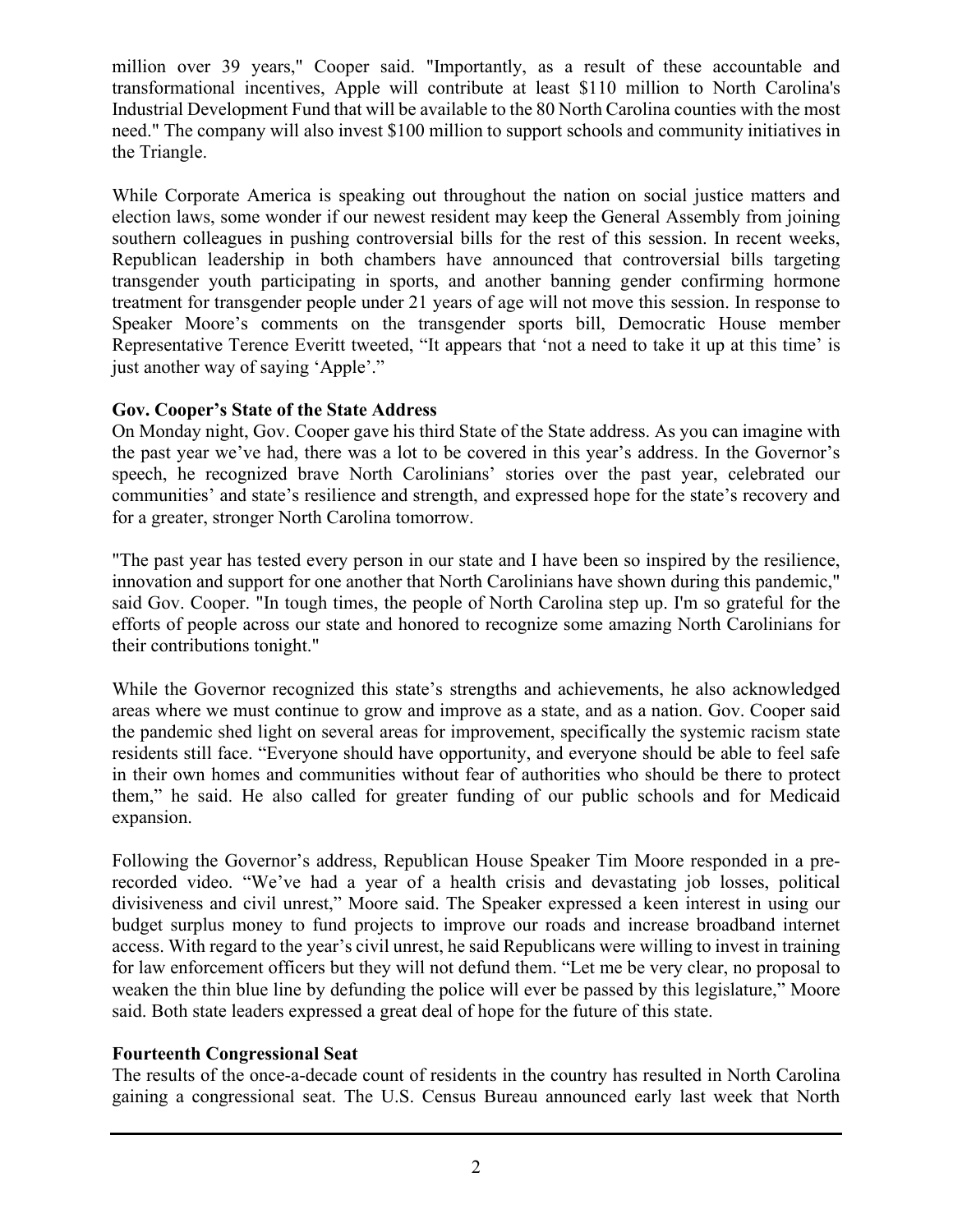million over 39 years," Cooper said. "Importantly, as a result of these accountable and transformational incentives, Apple will contribute at least $110 million to North Carolina's Industrial Development Fund that will be available to the 80 North Carolina counties with the most need." The company will also invest $100 million to support schools and community initiatives in the Triangle.

While Corporate America is speaking out throughout the nation on social justice matters and election laws, some wonder if our newest resident may keep the General Assembly from joining southern colleagues in pushing controversial bills for the rest of this session. In recent weeks, Republican leadership in both chambers have announced that controversial bills targeting transgender youth participating in sports, and another banning gender confirming hormone treatment for transgender people under 21 years of age will not move this session. In response to Speaker Moore's comments on the transgender sports bill, Democratic House member Representative Terence Everitt tweeted, "It appears that 'not a need to take it up at this time' is just another way of saying 'Apple'."

**Gov. Cooper's State of the State Address**

On Monday night, Gov. Cooper gave his third State of the State address. As you can imagine with the past year we've had, there was a lot to be covered in this year's address. In the Governor's speech, he recognized brave North Carolinians' stories over the past year, celebrated our communities' and state's resilience and strength, and expressed hope for the state's recovery and for a greater, stronger North Carolina tomorrow.

"The past year has tested every person in our state and I have been so inspired by the resilience, innovation and support for one another that North Carolinians have shown during this pandemic," said Gov. Cooper. "In tough times, the people of North Carolina step up. I'm so grateful for the efforts of people across our state and honored to recognize some amazing North Carolinians for their contributions tonight."

While the Governor recognized this state's strengths and achievements, he also acknowledged areas where we must continue to grow and improve as a state, and as a nation. Gov. Cooper said the pandemic shed light on several areas for improvement, specifically the systemic racism state residents still face. "Everyone should have opportunity, and everyone should be able to feel safe in their own homes and communities without fear of authorities who should be there to protect them," he said. He also called for greater funding of our public schools and for Medicaid expansion.

Following the Governor's address, Republican House Speaker Tim Moore responded in a pre-recorded video. "We've had a year of a health crisis and devastating job losses, political divisiveness and civil unrest," Moore said. The Speaker expressed a keen interest in using our budget surplus money to fund projects to improve our roads and increase broadband internet access. With regard to the year's civil unrest, he said Republicans were willing to invest in training for law enforcement officers but they will not defund them. "Let me be very clear, no proposal to weaken the thin blue line by defunding the police will ever be passed by this legislature," Moore said. Both state leaders expressed a great deal of hope for the future of this state.

**Fourteenth Congressional Seat**

The results of the once-a-decade count of residents in the country has resulted in North Carolina gaining a congressional seat. The U.S. Census Bureau announced early last week that North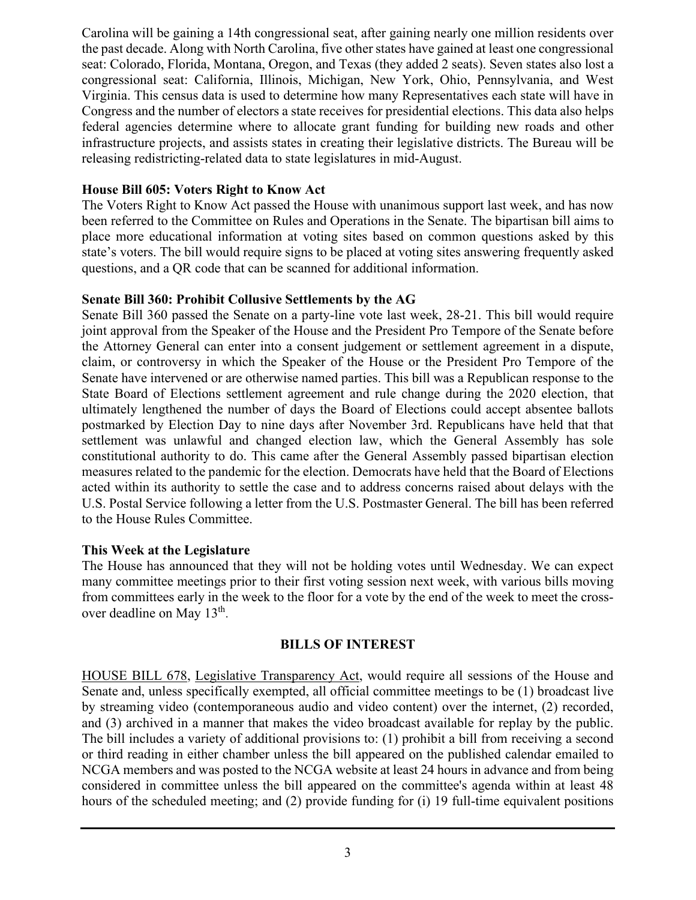Carolina will be gaining a 14th congressional seat, after gaining nearly one million residents over the past decade. Along with North Carolina, five other states have gained at least one congressional seat: Colorado, Florida, Montana, Oregon, and Texas (they added 2 seats). Seven states also lost a congressional seat: California, Illinois, Michigan, New York, Ohio, Pennsylvania, and West Virginia. This census data is used to determine how many Representatives each state will have in Congress and the number of electors a state receives for presidential elections. This data also helps federal agencies determine where to allocate grant funding for building new roads and other infrastructure projects, and assists states in creating their legislative districts. The Bureau will be releasing redistricting-related data to state legislatures in mid-August.

**House Bill 605: Voters Right to Know Act**

The Voters Right to Know Act passed the House with unanimous support last week, and has now been referred to the Committee on Rules and Operations in the Senate. The bipartisan bill aims to place more educational information at voting sites based on common questions asked by this state's voters. The bill would require signs to be placed at voting sites answering frequently asked questions, and a QR code that can be scanned for additional information.

**Senate Bill 360: Prohibit Collusive Settlements by the AG**

Senate Bill 360 passed the Senate on a party-line vote last week, 28-21. This bill would require joint approval from the Speaker of the House and the President Pro Tempore of the Senate before the Attorney General can enter into a consent judgement or settlement agreement in a dispute, claim, or controversy in which the Speaker of the House or the President Pro Tempore of the Senate have intervened or are otherwise named parties. This bill was a Republican response to the State Board of Elections settlement agreement and rule change during the 2020 election, that ultimately lengthened the number of days the Board of Elections could accept absentee ballots postmarked by Election Day to nine days after November 3rd. Republicans have held that that settlement was unlawful and changed election law, which the General Assembly has sole constitutional authority to do. This came after the General Assembly passed bipartisan election measures related to the pandemic for the election. Democrats have held that the Board of Elections acted within its authority to settle the case and to address concerns raised about delays with the U.S. Postal Service following a letter from the U.S. Postmaster General. The bill has been referred to the House Rules Committee.

**This Week at the Legislature**

The House has announced that they will not be holding votes until Wednesday. We can expect many committee meetings prior to their first voting session next week, with various bills moving from committees early in the week to the floor for a vote by the end of the week to meet the cross-over deadline on May 13th.

**BILLS OF INTEREST**

HOUSE BILL 678, Legislative Transparency Act, would require all sessions of the House and Senate and, unless specifically exempted, all official committee meetings to be (1) broadcast live by streaming video (contemporaneous audio and video content) over the internet, (2) recorded, and (3) archived in a manner that makes the video broadcast available for replay by the public. The bill includes a variety of additional provisions to: (1) prohibit a bill from receiving a second or third reading in either chamber unless the bill appeared on the published calendar emailed to NCGA members and was posted to the NCGA website at least 24 hours in advance and from being considered in committee unless the bill appeared on the committee's agenda within at least 48 hours of the scheduled meeting; and (2) provide funding for (i) 19 full-time equivalent positions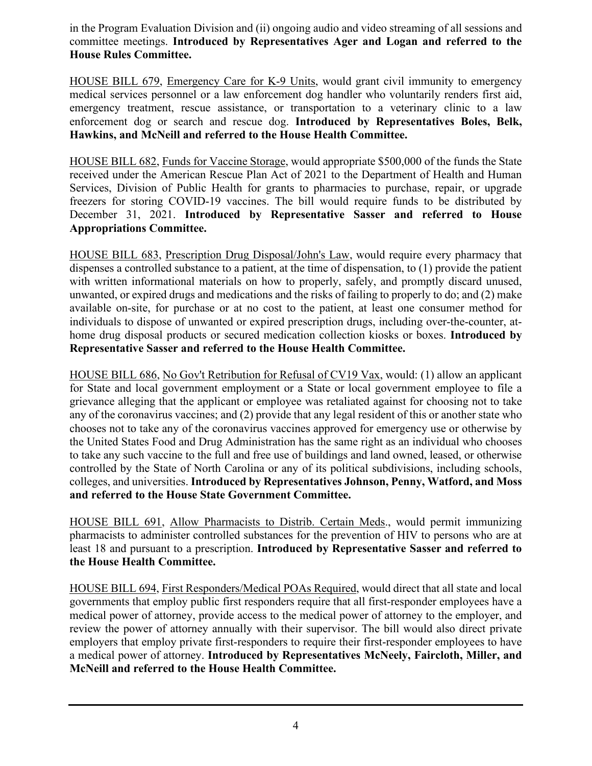in the Program Evaluation Division and (ii) ongoing audio and video streaming of all sessions and committee meetings. **Introduced by Representatives Ager and Logan and referred to the House Rules Committee.**

HOUSE BILL 679, Emergency Care for K-9 Units, would grant civil immunity to emergency medical services personnel or a law enforcement dog handler who voluntarily renders first aid, emergency treatment, rescue assistance, or transportation to a veterinary clinic to a law enforcement dog or search and rescue dog. **Introduced by Representatives Boles, Belk, Hawkins, and McNeill and referred to the House Health Committee.**

HOUSE BILL 682, Funds for Vaccine Storage, would appropriate $500,000 of the funds the State received under the American Rescue Plan Act of 2021 to the Department of Health and Human Services, Division of Public Health for grants to pharmacies to purchase, repair, or upgrade freezers for storing COVID-19 vaccines. The bill would require funds to be distributed by December 31, 2021. **Introduced by Representative Sasser and referred to House Appropriations Committee.**

HOUSE BILL 683, Prescription Drug Disposal/John's Law, would require every pharmacy that dispenses a controlled substance to a patient, at the time of dispensation, to (1) provide the patient with written informational materials on how to properly, safely, and promptly discard unused, unwanted, or expired drugs and medications and the risks of failing to properly to do; and (2) make available on-site, for purchase or at no cost to the patient, at least one consumer method for individuals to dispose of unwanted or expired prescription drugs, including over-the-counter, at-home drug disposal products or secured medication collection kiosks or boxes. **Introduced by Representative Sasser and referred to the House Health Committee.**

HOUSE BILL 686, No Gov't Retribution for Refusal of CV19 Vax, would: (1) allow an applicant for State and local government employment or a State or local government employee to file a grievance alleging that the applicant or employee was retaliated against for choosing not to take any of the coronavirus vaccines; and (2) provide that any legal resident of this or another state who chooses not to take any of the coronavirus vaccines approved for emergency use or otherwise by the United States Food and Drug Administration has the same right as an individual who chooses to take any such vaccine to the full and free use of buildings and land owned, leased, or otherwise controlled by the State of North Carolina or any of its political subdivisions, including schools, colleges, and universities. **Introduced by Representatives Johnson, Penny, Watford, and Moss and referred to the House State Government Committee.**

HOUSE BILL 691, Allow Pharmacists to Distrib. Certain Meds., would permit immunizing pharmacists to administer controlled substances for the prevention of HIV to persons who are at least 18 and pursuant to a prescription. **Introduced by Representative Sasser and referred to the House Health Committee.**

HOUSE BILL 694, First Responders/Medical POAs Required, would direct that all state and local governments that employ public first responders require that all first-responder employees have a medical power of attorney, provide access to the medical power of attorney to the employer, and review the power of attorney annually with their supervisor. The bill would also direct private employers that employ private first-responders to require their first-responder employees to have a medical power of attorney. **Introduced by Representatives McNeely, Faircloth, Miller, and McNeill and referred to the House Health Committee.**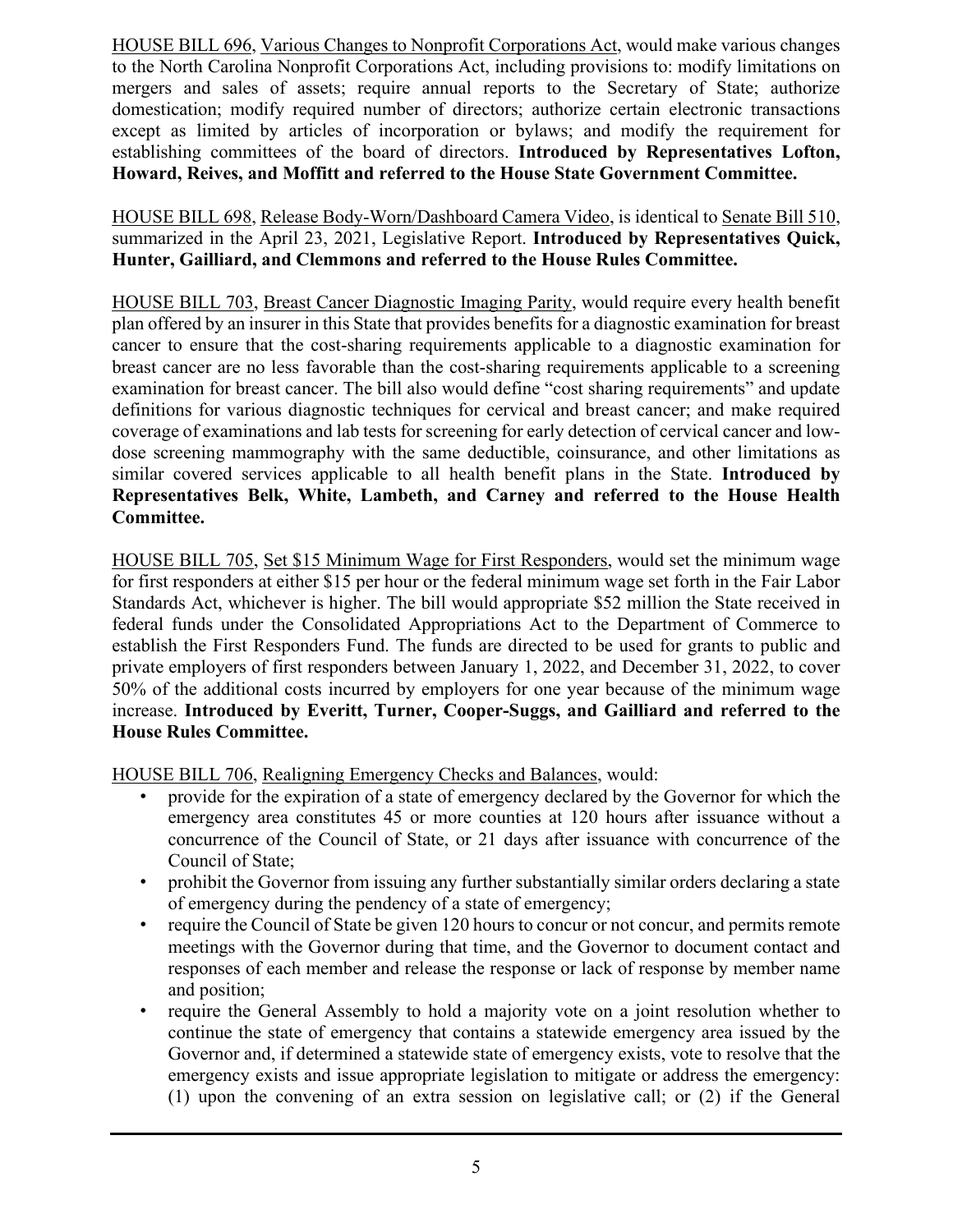HOUSE BILL 696, Various Changes to Nonprofit Corporations Act, would make various changes to the North Carolina Nonprofit Corporations Act, including provisions to: modify limitations on mergers and sales of assets; require annual reports to the Secretary of State; authorize domestication; modify required number of directors; authorize certain electronic transactions except as limited by articles of incorporation or bylaws; and modify the requirement for establishing committees of the board of directors. **Introduced by Representatives Lofton, Howard, Reives, and Moffitt and referred to the House State Government Committee.**

HOUSE BILL 698, Release Body-Worn/Dashboard Camera Video, is identical to Senate Bill 510, summarized in the April 23, 2021, Legislative Report. **Introduced by Representatives Quick, Hunter, Gailliard, and Clemmons and referred to the House Rules Committee.**

HOUSE BILL 703, Breast Cancer Diagnostic Imaging Parity, would require every health benefit plan offered by an insurer in this State that provides benefits for a diagnostic examination for breast cancer to ensure that the cost-sharing requirements applicable to a diagnostic examination for breast cancer are no less favorable than the cost-sharing requirements applicable to a screening examination for breast cancer. The bill also would define "cost sharing requirements" and update definitions for various diagnostic techniques for cervical and breast cancer; and make required coverage of examinations and lab tests for screening for early detection of cervical cancer and low-dose screening mammography with the same deductible, coinsurance, and other limitations as similar covered services applicable to all health benefit plans in the State. **Introduced by Representatives Belk, White, Lambeth, and Carney and referred to the House Health Committee.**

HOUSE BILL 705, Set $15 Minimum Wage for First Responders, would set the minimum wage for first responders at either $15 per hour or the federal minimum wage set forth in the Fair Labor Standards Act, whichever is higher. The bill would appropriate $52 million the State received in federal funds under the Consolidated Appropriations Act to the Department of Commerce to establish the First Responders Fund. The funds are directed to be used for grants to public and private employers of first responders between January 1, 2022, and December 31, 2022, to cover 50% of the additional costs incurred by employers for one year because of the minimum wage increase. **Introduced by Everitt, Turner, Cooper-Suggs, and Gailliard and referred to the House Rules Committee.**

HOUSE BILL 706, Realigning Emergency Checks and Balances, would:

- provide for the expiration of a state of emergency declared by the Governor for which the emergency area constitutes 45 or more counties at 120 hours after issuance without a concurrence of the Council of State, or 21 days after issuance with concurrence of the Council of State;
- prohibit the Governor from issuing any further substantially similar orders declaring a state of emergency during the pendency of a state of emergency;
- require the Council of State be given 120 hours to concur or not concur, and permits remote meetings with the Governor during that time, and the Governor to document contact and responses of each member and release the response or lack of response by member name and position;
- require the General Assembly to hold a majority vote on a joint resolution whether to continue the state of emergency that contains a statewide emergency area issued by the Governor and, if determined a statewide state of emergency exists, vote to resolve that the emergency exists and issue appropriate legislation to mitigate or address the emergency: (1) upon the convening of an extra session on legislative call; or (2) if the General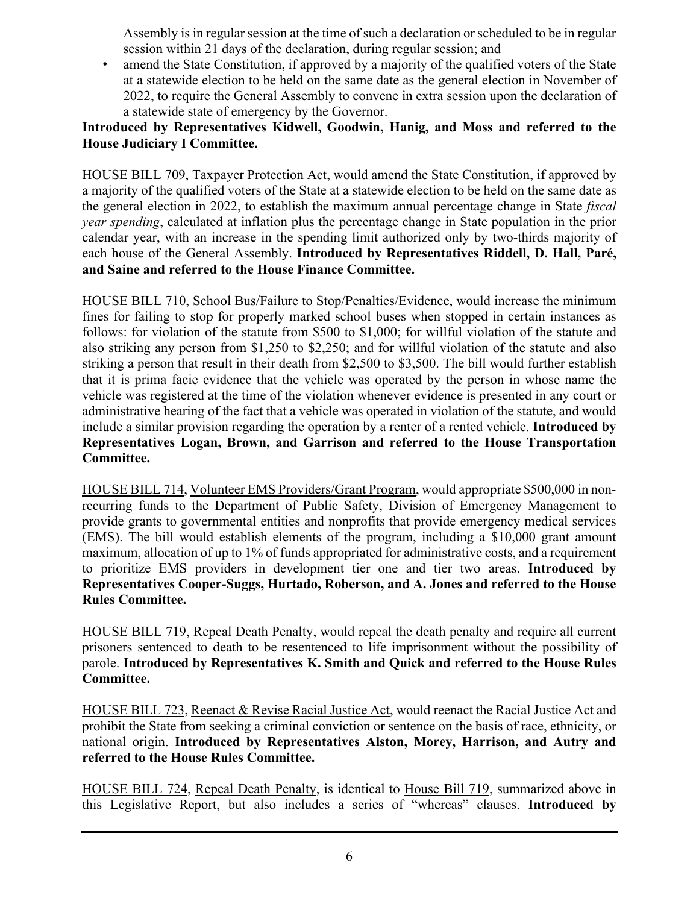Assembly is in regular session at the time of such a declaration or scheduled to be in regular session within 21 days of the declaration, during regular session; and

- amend the State Constitution, if approved by a majority of the qualified voters of the State at a statewide election to be held on the same date as the general election in November of 2022, to require the General Assembly to convene in extra session upon the declaration of a statewide state of emergency by the Governor.

**Introduced by Representatives Kidwell, Goodwin, Hanig, and Moss and referred to the House Judiciary I Committee.**

HOUSE BILL 709, Taxpayer Protection Act, would amend the State Constitution, if approved by a majority of the qualified voters of the State at a statewide election to be held on the same date as the general election in 2022, to establish the maximum annual percentage change in State *fiscal year spending*, calculated at inflation plus the percentage change in State population in the prior calendar year, with an increase in the spending limit authorized only by two-thirds majority of each house of the General Assembly. **Introduced by Representatives Riddell, D. Hall, Paré, and Saine and referred to the House Finance Committee.**

HOUSE BILL 710, School Bus/Failure to Stop/Penalties/Evidence, would increase the minimum fines for failing to stop for properly marked school buses when stopped in certain instances as follows: for violation of the statute from $500 to $1,000; for willful violation of the statute and also striking any person from $1,250 to $2,250; and for willful violation of the statute and also striking a person that result in their death from $2,500 to $3,500. The bill would further establish that it is prima facie evidence that the vehicle was operated by the person in whose name the vehicle was registered at the time of the violation whenever evidence is presented in any court or administrative hearing of the fact that a vehicle was operated in violation of the statute, and would include a similar provision regarding the operation by a renter of a rented vehicle. **Introduced by Representatives Logan, Brown, and Garrison and referred to the House Transportation Committee.**

HOUSE BILL 714, Volunteer EMS Providers/Grant Program, would appropriate $500,000 in non-recurring funds to the Department of Public Safety, Division of Emergency Management to provide grants to governmental entities and nonprofits that provide emergency medical services (EMS). The bill would establish elements of the program, including a $10,000 grant amount maximum, allocation of up to 1% of funds appropriated for administrative costs, and a requirement to prioritize EMS providers in development tier one and tier two areas. **Introduced by Representatives Cooper-Suggs, Hurtado, Roberson, and A. Jones and referred to the House Rules Committee.**

HOUSE BILL 719, Repeal Death Penalty, would repeal the death penalty and require all current prisoners sentenced to death to be resentenced to life imprisonment without the possibility of parole. **Introduced by Representatives K. Smith and Quick and referred to the House Rules Committee.**

HOUSE BILL 723, Reenact & Revise Racial Justice Act, would reenact the Racial Justice Act and prohibit the State from seeking a criminal conviction or sentence on the basis of race, ethnicity, or national origin. **Introduced by Representatives Alston, Morey, Harrison, and Autry and referred to the House Rules Committee.**

HOUSE BILL 724, Repeal Death Penalty, is identical to House Bill 719, summarized above in this Legislative Report, but also includes a series of "whereas" clauses. **Introduced by**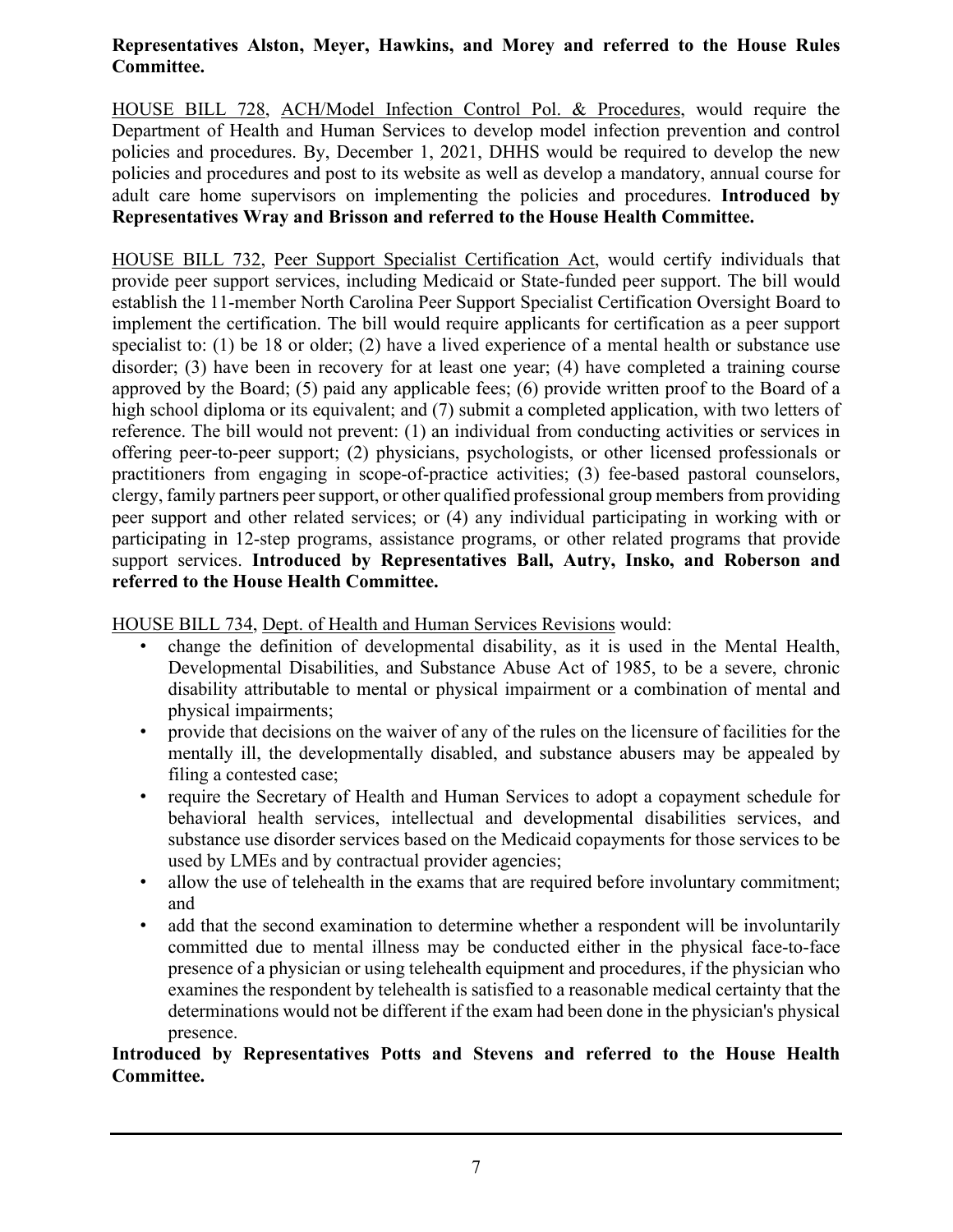**Representatives Alston, Meyer, Hawkins, and Morey and referred to the House Rules Committee.**

HOUSE BILL 728, ACH/Model Infection Control Pol. & Procedures, would require the Department of Health and Human Services to develop model infection prevention and control policies and procedures. By, December 1, 2021, DHHS would be required to develop the new policies and procedures and post to its website as well as develop a mandatory, annual course for adult care home supervisors on implementing the policies and procedures. **Introduced by Representatives Wray and Brisson and referred to the House Health Committee.**

HOUSE BILL 732, Peer Support Specialist Certification Act, would certify individuals that provide peer support services, including Medicaid or State-funded peer support. The bill would establish the 11-member North Carolina Peer Support Specialist Certification Oversight Board to implement the certification. The bill would require applicants for certification as a peer support specialist to: (1) be 18 or older; (2) have a lived experience of a mental health or substance use disorder; (3) have been in recovery for at least one year; (4) have completed a training course approved by the Board; (5) paid any applicable fees; (6) provide written proof to the Board of a high school diploma or its equivalent; and (7) submit a completed application, with two letters of reference. The bill would not prevent: (1) an individual from conducting activities or services in offering peer-to-peer support; (2) physicians, psychologists, or other licensed professionals or practitioners from engaging in scope-of-practice activities; (3) fee-based pastoral counselors, clergy, family partners peer support, or other qualified professional group members from providing peer support and other related services; or (4) any individual participating in working with or participating in 12-step programs, assistance programs, or other related programs that provide support services. **Introduced by Representatives Ball, Autry, Insko, and Roberson and referred to the House Health Committee.**

HOUSE BILL 734, Dept. of Health and Human Services Revisions would:

- change the definition of developmental disability, as it is used in the Mental Health, Developmental Disabilities, and Substance Abuse Act of 1985, to be a severe, chronic disability attributable to mental or physical impairment or a combination of mental and physical impairments;
- provide that decisions on the waiver of any of the rules on the licensure of facilities for the mentally ill, the developmentally disabled, and substance abusers may be appealed by filing a contested case;
- require the Secretary of Health and Human Services to adopt a copayment schedule for behavioral health services, intellectual and developmental disabilities services, and substance use disorder services based on the Medicaid copayments for those services to be used by LMEs and by contractual provider agencies;
- allow the use of telehealth in the exams that are required before involuntary commitment; and
- add that the second examination to determine whether a respondent will be involuntarily committed due to mental illness may be conducted either in the physical face-to-face presence of a physician or using telehealth equipment and procedures, if the physician who examines the respondent by telehealth is satisfied to a reasonable medical certainty that the determinations would not be different if the exam had been done in the physician's physical presence.

**Introduced by Representatives Potts and Stevens and referred to the House Health Committee.**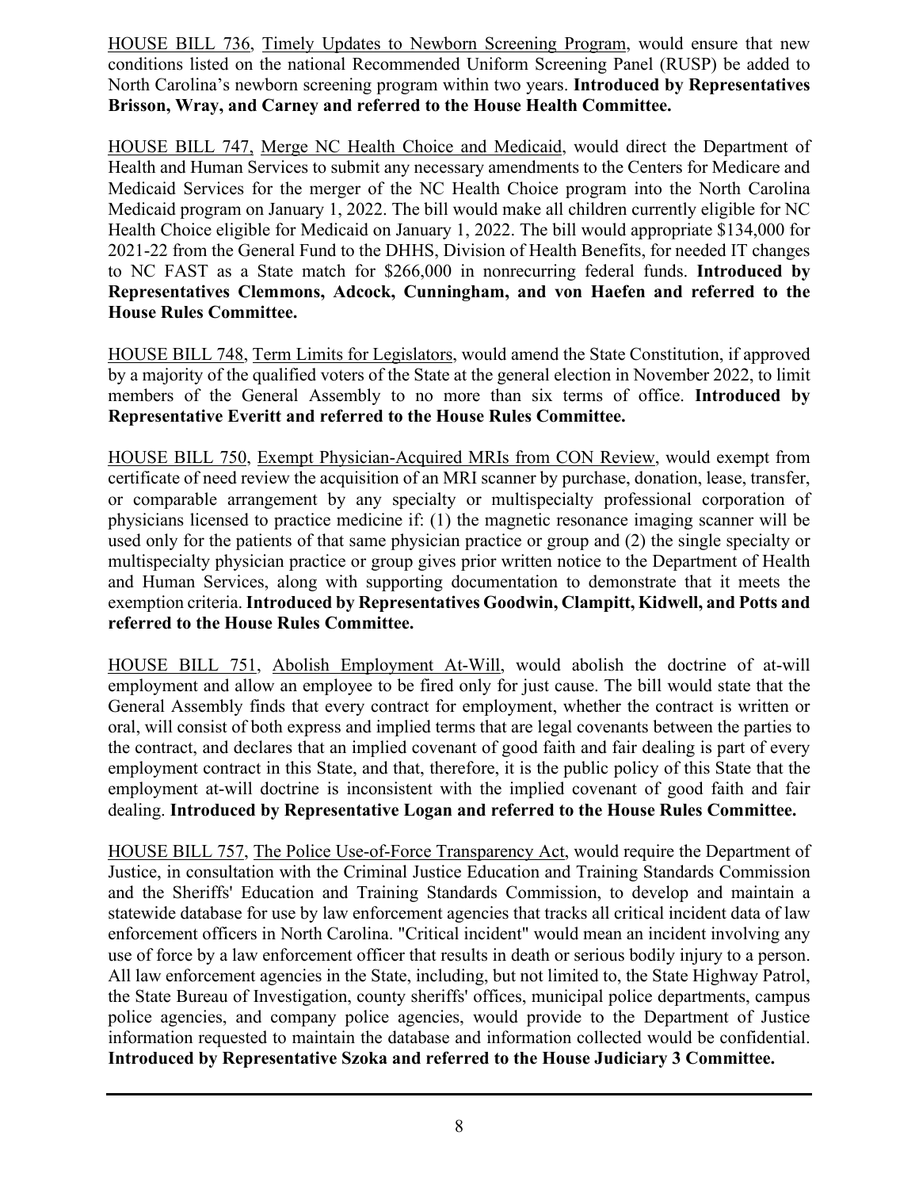<u>HOUSE BILL 736</u>, <u>Timely Updates to Newborn Screening Program</u>, would ensure that new conditions listed on the national Recommended Uniform Screening Panel (RUSP) be added to North Carolina's newborn screening program within two years. **Introduced by Representatives Brisson, Wray, and Carney and referred to the House Health Committee.**

<u>HOUSE BILL 747,</u> <u>Merge NC Health Choice and Medicaid</u>, would direct the Department of Health and Human Services to submit any necessary amendments to the Centers for Medicare and Medicaid Services for the merger of the NC Health Choice program into the North Carolina Medicaid program on January 1, 2022. The bill would make all children currently eligible for NC Health Choice eligible for Medicaid on January 1, 2022. The bill would appropriate $134,000 for 2021-22 from the General Fund to the DHHS, Division of Health Benefits, for needed IT changes to NC FAST as a State match for $266,000 in nonrecurring federal funds. **Introduced by Representatives Clemmons, Adcock, Cunningham, and von Haefen and referred to the House Rules Committee.**

<u>HOUSE BILL 748</u>, <u>Term Limits for Legislators</u>, would amend the State Constitution, if approved by a majority of the qualified voters of the State at the general election in November 2022, to limit members of the General Assembly to no more than six terms of office. **Introduced by Representative Everitt and referred to the House Rules Committee.**

<u>HOUSE BILL 750</u>, <u>Exempt Physician-Acquired MRIs from CON Review</u>, would exempt from certificate of need review the acquisition of an MRI scanner by purchase, donation, lease, transfer, or comparable arrangement by any specialty or multispecialty professional corporation of physicians licensed to practice medicine if: (1) the magnetic resonance imaging scanner will be used only for the patients of that same physician practice or group and (2) the single specialty or multispecialty physician practice or group gives prior written notice to the Department of Health and Human Services, along with supporting documentation to demonstrate that it meets the exemption criteria. **Introduced by Representatives Goodwin, Clampitt, Kidwell, and Potts and referred to the House Rules Committee.**

<u>HOUSE BILL 751</u>, <u>Abolish Employment At-Will</u>, would abolish the doctrine of at-will employment and allow an employee to be fired only for just cause. The bill would state that the General Assembly finds that every contract for employment, whether the contract is written or oral, will consist of both express and implied terms that are legal covenants between the parties to the contract, and declares that an implied covenant of good faith and fair dealing is part of every employment contract in this State, and that, therefore, it is the public policy of this State that the employment at-will doctrine is inconsistent with the implied covenant of good faith and fair dealing. **Introduced by Representative Logan and referred to the House Rules Committee.**

<u>HOUSE BILL 757</u>, <u>The Police Use-of-Force Transparency Act</u>, would require the Department of Justice, in consultation with the Criminal Justice Education and Training Standards Commission and the Sheriffs' Education and Training Standards Commission, to develop and maintain a statewide database for use by law enforcement agencies that tracks all critical incident data of law enforcement officers in North Carolina. "Critical incident" would mean an incident involving any use of force by a law enforcement officer that results in death or serious bodily injury to a person. All law enforcement agencies in the State, including, but not limited to, the State Highway Patrol, the State Bureau of Investigation, county sheriffs' offices, municipal police departments, campus police agencies, and company police agencies, would provide to the Department of Justice information requested to maintain the database and information collected would be confidential. **Introduced by Representative Szoka and referred to the House Judiciary 3 Committee.**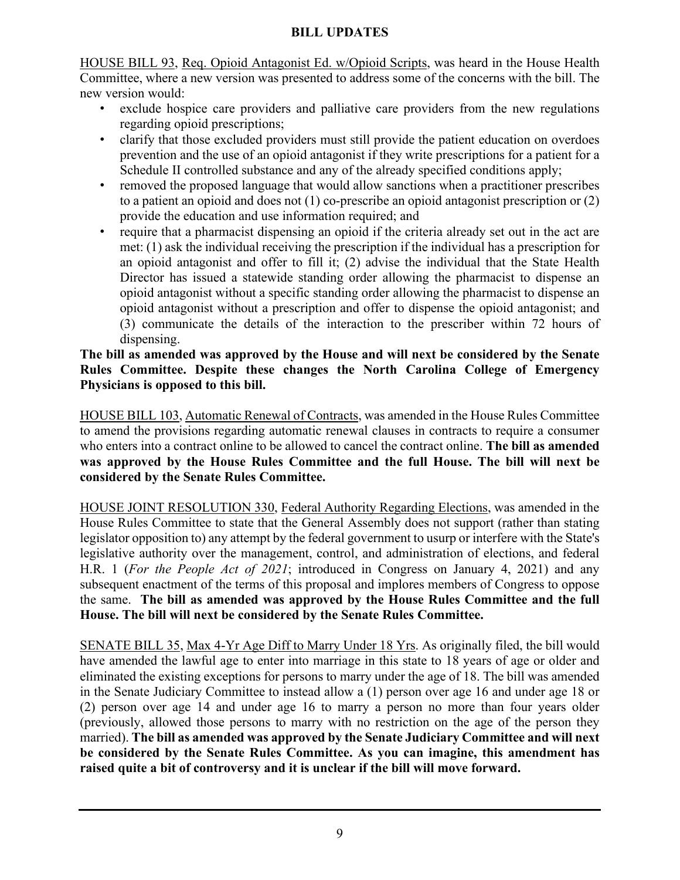# BILL UPDATES

HOUSE BILL 93, Req. Opioid Antagonist Ed. w/Opioid Scripts, was heard in the House Health Committee, where a new version was presented to address some of the concerns with the bill. The new version would:

- exclude hospice care providers and palliative care providers from the new regulations regarding opioid prescriptions;
- clarify that those excluded providers must still provide the patient education on overdoes prevention and the use of an opioid antagonist if they write prescriptions for a patient for a Schedule II controlled substance and any of the already specified conditions apply;
- removed the proposed language that would allow sanctions when a practitioner prescribes to a patient an opioid and does not (1) co-prescribe an opioid antagonist prescription or (2) provide the education and use information required; and
- require that a pharmacist dispensing an opioid if the criteria already set out in the act are met: (1) ask the individual receiving the prescription if the individual has a prescription for an opioid antagonist and offer to fill it; (2) advise the individual that the State Health Director has issued a statewide standing order allowing the pharmacist to dispense an opioid antagonist without a specific standing order allowing the pharmacist to dispense an opioid antagonist without a prescription and offer to dispense the opioid antagonist; and (3) communicate the details of the interaction to the prescriber within 72 hours of dispensing.

**The bill as amended was approved by the House and will next be considered by the Senate Rules Committee. Despite these changes the North Carolina College of Emergency Physicians is opposed to this bill.**

HOUSE BILL 103, Automatic Renewal of Contracts, was amended in the House Rules Committee to amend the provisions regarding automatic renewal clauses in contracts to require a consumer who enters into a contract online to be allowed to cancel the contract online. **The bill as amended was approved by the House Rules Committee and the full House. The bill will next be considered by the Senate Rules Committee.**

HOUSE JOINT RESOLUTION 330, Federal Authority Regarding Elections, was amended in the House Rules Committee to state that the General Assembly does not support (rather than stating legislator opposition to) any attempt by the federal government to usurp or interfere with the State's legislative authority over the management, control, and administration of elections, and federal H.R. 1 (*For the People Act of 2021*; introduced in Congress on January 4, 2021) and any subsequent enactment of the terms of this proposal and implores members of Congress to oppose the same. **The bill as amended was approved by the House Rules Committee and the full House. The bill will next be considered by the Senate Rules Committee.**

SENATE BILL 35, Max 4-Yr Age Diff to Marry Under 18 Yrs. As originally filed, the bill would have amended the lawful age to enter into marriage in this state to 18 years of age or older and eliminated the existing exceptions for persons to marry under the age of 18. The bill was amended in the Senate Judiciary Committee to instead allow a (1) person over age 16 and under age 18 or (2) person over age 14 and under age 16 to marry a person no more than four years older (previously, allowed those persons to marry with no restriction on the age of the person they married). **The bill as amended was approved by the Senate Judiciary Committee and will next be considered by the Senate Rules Committee. As you can imagine, this amendment has raised quite a bit of controversy and it is unclear if the bill will move forward.**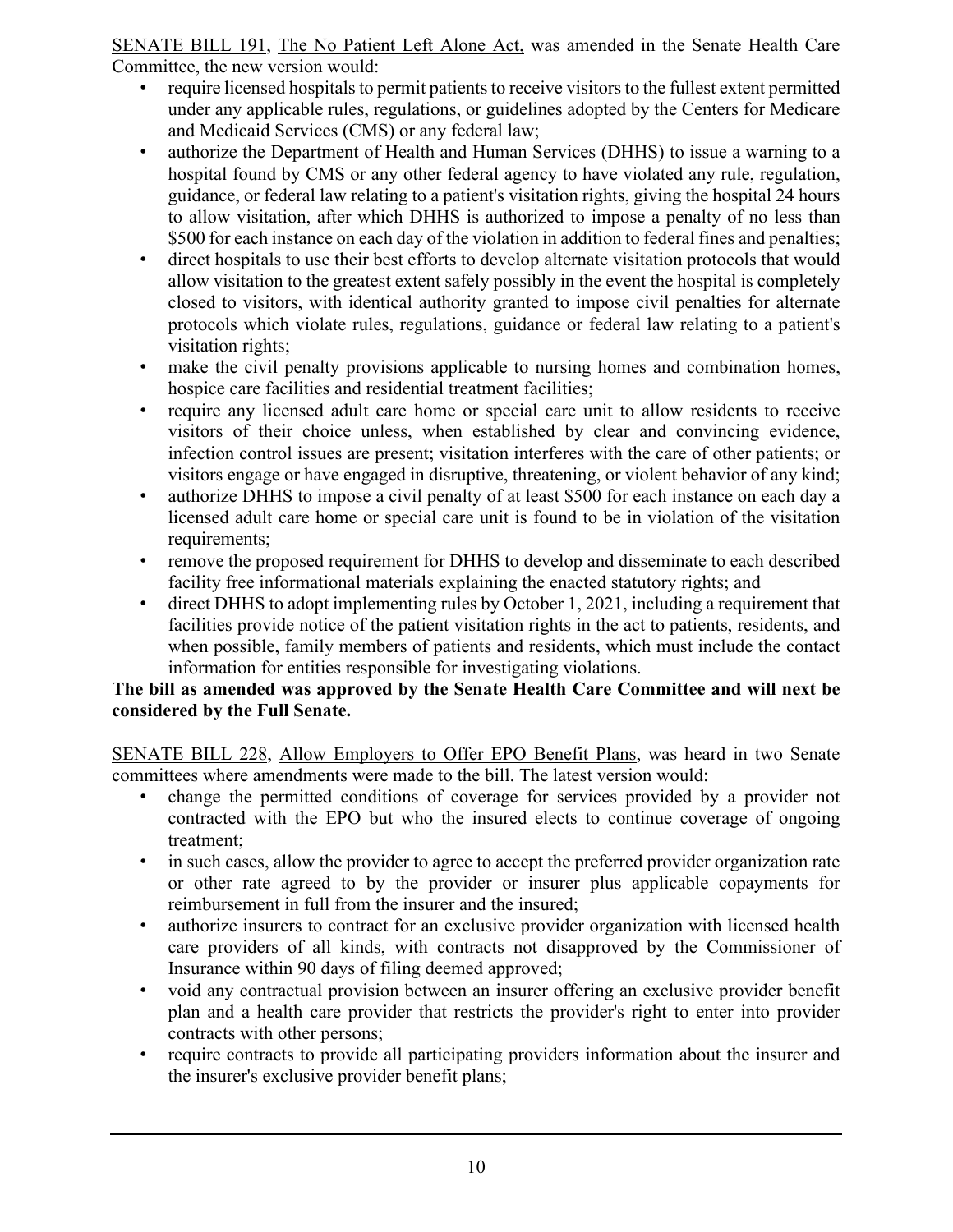<u>SENATE BILL 191</u>, <u>The No Patient Left Alone Act,</u> was amended in the Senate Health Care Committee, the new version would:

- require licensed hospitals to permit patients to receive visitors to the fullest extent permitted under any applicable rules, regulations, or guidelines adopted by the Centers for Medicare and Medicaid Services (CMS) or any federal law;
- authorize the Department of Health and Human Services (DHHS) to issue a warning to a hospital found by CMS or any other federal agency to have violated any rule, regulation, guidance, or federal law relating to a patient's visitation rights, giving the hospital 24 hours to allow visitation, after which DHHS is authorized to impose a penalty of no less than $500 for each instance on each day of the violation in addition to federal fines and penalties;
- direct hospitals to use their best efforts to develop alternate visitation protocols that would allow visitation to the greatest extent safely possibly in the event the hospital is completely closed to visitors, with identical authority granted to impose civil penalties for alternate protocols which violate rules, regulations, guidance or federal law relating to a patient's visitation rights;
- make the civil penalty provisions applicable to nursing homes and combination homes, hospice care facilities and residential treatment facilities;
- require any licensed adult care home or special care unit to allow residents to receive visitors of their choice unless, when established by clear and convincing evidence, infection control issues are present; visitation interferes with the care of other patients; or visitors engage or have engaged in disruptive, threatening, or violent behavior of any kind;
- authorize DHHS to impose a civil penalty of at least $500 for each instance on each day a licensed adult care home or special care unit is found to be in violation of the visitation requirements;
- remove the proposed requirement for DHHS to develop and disseminate to each described facility free informational materials explaining the enacted statutory rights; and
- direct DHHS to adopt implementing rules by October 1, 2021, including a requirement that facilities provide notice of the patient visitation rights in the act to patients, residents, and when possible, family members of patients and residents, which must include the contact information for entities responsible for investigating violations.

**The bill as amended was approved by the Senate Health Care Committee and will next be considered by the Full Senate.**

<u>SENATE BILL 228</u>, <u>Allow Employers to Offer EPO Benefit Plans</u>, was heard in two Senate committees where amendments were made to the bill. The latest version would:

- change the permitted conditions of coverage for services provided by a provider not contracted with the EPO but who the insured elects to continue coverage of ongoing treatment;
- in such cases, allow the provider to agree to accept the preferred provider organization rate or other rate agreed to by the provider or insurer plus applicable copayments for reimbursement in full from the insurer and the insured;
- authorize insurers to contract for an exclusive provider organization with licensed health care providers of all kinds, with contracts not disapproved by the Commissioner of Insurance within 90 days of filing deemed approved;
- void any contractual provision between an insurer offering an exclusive provider benefit plan and a health care provider that restricts the provider's right to enter into provider contracts with other persons;
- require contracts to provide all participating providers information about the insurer and the insurer's exclusive provider benefit plans;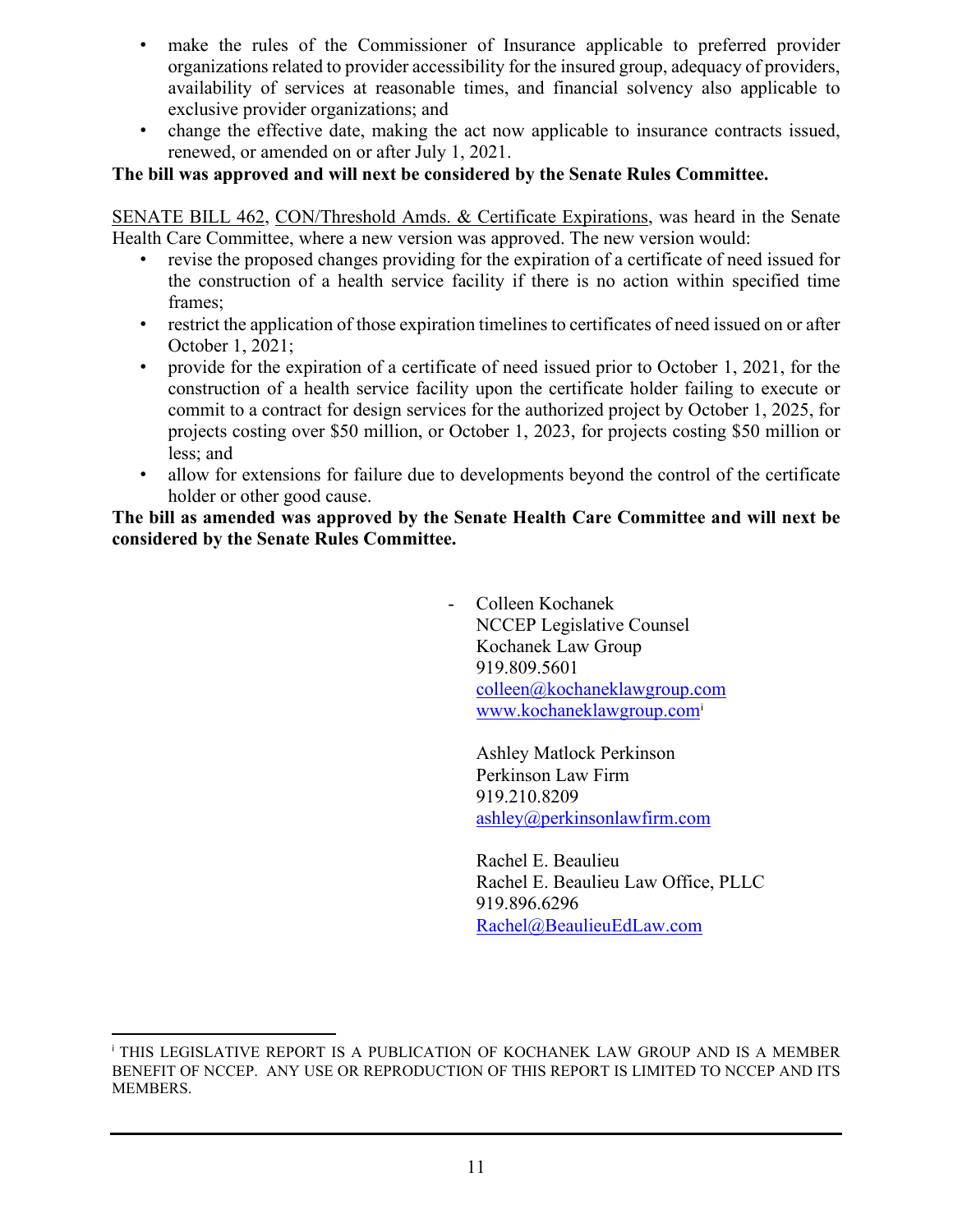- make the rules of the Commissioner of Insurance applicable to preferred provider organizations related to provider accessibility for the insured group, adequacy of providers, availability of services at reasonable times, and financial solvency also applicable to exclusive provider organizations; and
- change the effective date, making the act now applicable to insurance contracts issued, renewed, or amended on or after July 1, 2021.

**The bill was approved and will next be considered by the Senate Rules Committee.**

SENATE BILL 462, CON/Threshold Amds. & Certificate Expirations, was heard in the Senate Health Care Committee, where a new version was approved. The new version would:

- revise the proposed changes providing for the expiration of a certificate of need issued for the construction of a health service facility if there is no action within specified time frames;
- restrict the application of those expiration timelines to certificates of need issued on or after October 1, 2021;
- provide for the expiration of a certificate of need issued prior to October 1, 2021, for the construction of a health service facility upon the certificate holder failing to execute or commit to a contract for design services for the authorized project by October 1, 2025, for projects costing over $50 million, or October 1, 2023, for projects costing $50 million or less; and
- allow for extensions for failure due to developments beyond the control of the certificate holder or other good cause.

**The bill as amended was approved by the Senate Health Care Committee and will next be considered by the Senate Rules Committee.**

\- Colleen Kochanek
NCCEP Legislative Counsel
Kochanek Law Group
919.809.5601
colleen@kochaneklawgroup.com
www.kochaneklawgroup.com[i]

Ashley Matlock Perkinson
Perkinson Law Firm
919.210.8209
ashley@perkinsonlawfirm.com

Rachel E. Beaulieu
Rachel E. Beaulieu Law Office, PLLC
919.896.6296
Rachel@BeaulieuEdLaw.com

---

[i] THIS LEGISLATIVE REPORT IS A PUBLICATION OF KOCHANEK LAW GROUP AND IS A MEMBER BENEFIT OF NCCEP. ANY USE OR REPRODUCTION OF THIS REPORT IS LIMITED TO NCCEP AND ITS MEMBERS.